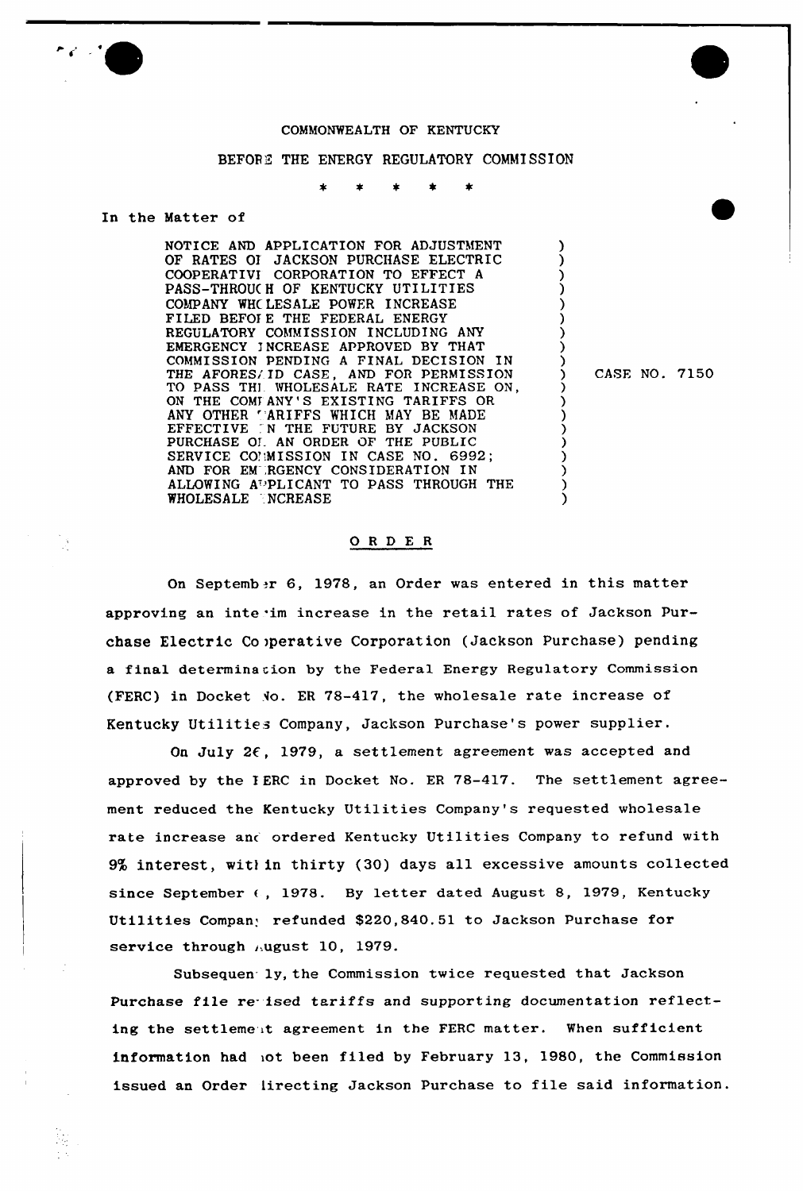COMMONWEALTH OF KENTUCKY

BEFORE THE ENERGY REGULATORY COMMISSION

\* \* \* \* \*

In the Matter of

| | |
|---|---|
| NOTICE AND APPLICATION FOR ADJUSTMENT OF RATES OF JACKSON PURCHASE ELECTRIC COOPERATIVE CORPORATION TO EFFECT A PASS-THROUGH OF KENTUCKY UTILITIES COMPANY WHOLESALE POWER INCREASE FILED BEFORE THE FEDERAL ENERGY REGULATORY COMMISSION INCLUDING ANY EMERGENCY INCREASE APPROVED BY THAT COMMISSION PENDING A FINAL DECISION IN THE AFORESAID CASE, AND FOR PERMISSION TO PASS THE WHOLESALE RATE INCREASE ON, ON THE COMPANY'S EXISTING TARIFFS OR ANY OTHER TARIFFS WHICH MAY BE MADE EFFECTIVE IN THE FUTURE BY JACKSON PURCHASE OF AN ORDER OF THE PUBLIC SERVICE COMMISSION IN CASE NO. 6992; AND FOR EMERGENCY CONSIDERATION IN ALLOWING APPLICANT TO PASS THROUGH THE WHOLESALE INCREASE | CASE NO. 7150 |

## O R D E R

On September 6, 1978, an Order was entered in this matter approving an interim increase in the retail rates of Jackson Purchase Electric Cooperative Corporation (Jackson Purchase) pending a final determination by the Federal Energy Regulatory Commission (FERC) in Docket No. ER 78-417, the wholesale rate increase of Kentucky Utilities Company, Jackson Purchase's power supplier.

On July 26, 1979, a settlement agreement was accepted and approved by the FERC in Docket No. ER 78-417. The settlement agreement reduced the Kentucky Utilities Company's requested wholesale rate increase and ordered Kentucky Utilities Company to refund with 9% interest, within thirty (30) days all excessive amounts collected since September 6, 1978. By letter dated August 8, 1979, Kentucky Utilities Company refunded $220,840.51 to Jackson Purchase for service through August 10, 1979.

Subsequently, the Commission twice requested that Jackson Purchase file revised tariffs and supporting documentation reflecting the settlement agreement in the FERC matter. When sufficient information had not been filed by February 13, 1980, the Commission issued an Order directing Jackson Purchase to file said information.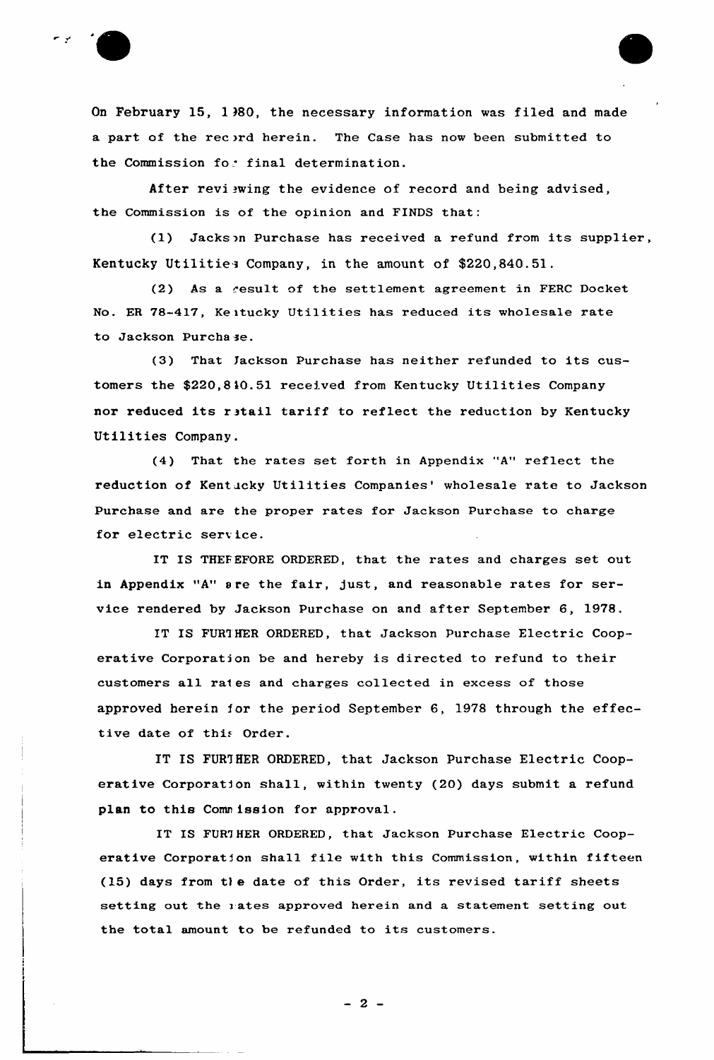On February 15, 1980, the necessary information was filed and made a part of the record herein. The Case has now been submitted to the Commission for final determination.

After reviewing the evidence of record and being advised, the Commission is of the opinion and FINDS that:

(1) Jackson Purchase has received a refund from its supplier, Kentucky Utilities Company, in the amount of $220,840.51.

(2) As a result of the settlement agreement in FERC Docket No. ER 78-417, Kentucky Utilities has reduced its wholesale rate to Jackson Purchase.

(3) That Jackson Purchase has neither refunded to its customers the $220,840.51 received from Kentucky Utilities Company nor reduced its retail tariff to reflect the reduction by Kentucky Utilities Company.

(4) That the rates set forth in Appendix "A" reflect the reduction of Kentucky Utilities Companies' wholesale rate to Jackson Purchase and are the proper rates for Jackson Purchase to charge for electric service.

IT IS THEREFORE ORDERED, that the rates and charges set out in Appendix "A" are the fair, just, and reasonable rates for service rendered by Jackson Purchase on and after September 6, 1978.

IT IS FURTHER ORDERED, that Jackson Purchase Electric Cooperative Corporation be and hereby is directed to refund to their customers all rates and charges collected in excess of those approved herein for the period September 6, 1978 through the effective date of this Order.

IT IS FURTHER ORDERED, that Jackson Purchase Electric Cooperative Corporation shall, within twenty (20) days submit a refund plan to this Commission for approval.

IT IS FURTHER ORDERED, that Jackson Purchase Electric Cooperative Corporation shall file with this Commission, within fifteen (15) days from the date of this Order, its revised tariff sheets setting out the rates approved herein and a statement setting out the total amount to be refunded to its customers.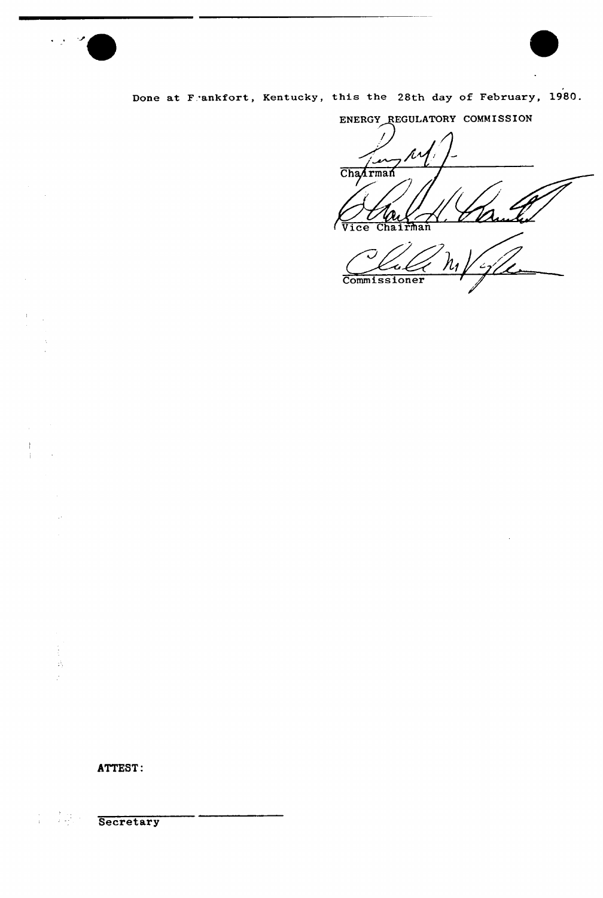Done at Frankfort, Kentucky, this the 28th day of February, 1980.

ENERGY REGULATORY COMMISSION

Chairman

Vice Chairman

Commissioner

**ATTEST:**

Secretary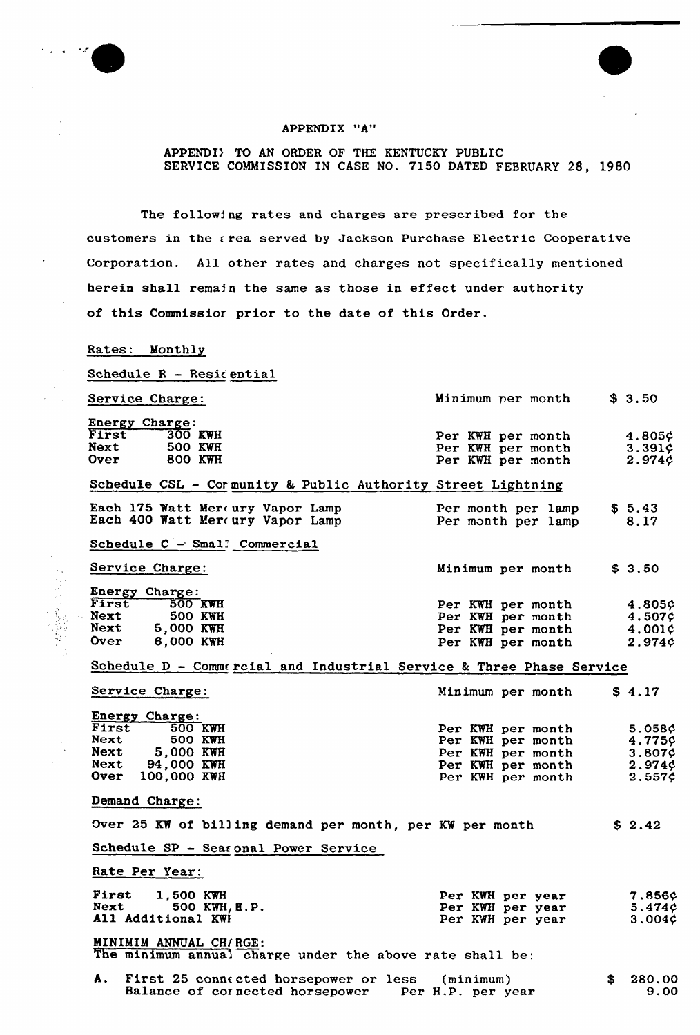APPENDIX "A"

APPENDIX TO AN ORDER OF THE KENTUCKY PUBLIC SERVICE COMMISSION IN CASE NO. 7150 DATED FEBRUARY 28, 1980

The following rates and charges are prescribed for the customers in the area served by Jackson Purchase Electric Cooperative Corporation. All other rates and charges not specifically mentioned herein shall remain the same as those in effect under authority of this Commission prior to the date of this Order.

Rates: Monthly

Schedule R - Residential

| Service Charge: | | Minimum per month | $ 3.50 |
|---|---|---|---|
| Energy Charge: | | | |
| First | 300 KWH | Per KWH per month | 4.805¢ |
| Next | 500 KWH | Per KWH per month | 3.391¢ |
| Over | 800 KWH | Per KWH per month | 2.974¢ |

Schedule CSL - Community & Public Authority Street Lightning

| | | |
|---|---|---|
| Each 175 Watt Mercury Vapor Lamp | Per month per lamp | $ 5.43 |
| Each 400 Watt Mercury Vapor Lamp | Per month per lamp | 8.17 |

Schedule C - Small Commercial

| Service Charge: | | Minimum per month | $ 3.50 |
|---|---|---|---|
| Energy Charge: | | | |
| First | 500 KWH | Per KWH per month | 4.805¢ |
| Next | 500 KWH | Per KWH per month | 4.507¢ |
| Next | 5,000 KWH | Per KWH per month | 4.001¢ |
| Over | 6,000 KWH | Per KWH per month | 2.974¢ |

Schedule D - Commercial and Industrial Service & Three Phase Service

| Service Charge: | | Minimum per month | $ 4.17 |
|---|---|---|---|
| Energy Charge: | | | |
| First | 500 KWH | Per KWH per month | 5.058¢ |
| Next | 500 KWH | Per KWH per month | 4.775¢ |
| Next | 5,000 KWH | Per KWH per month | 3.807¢ |
| Next | 94,000 KWH | Per KWH per month | 2.974¢ |
| Over | 100,000 KWH | Per KWH per month | 2.557¢ |

Demand Charge:

Over 25 KW of billing demand per month, per KW per month $ 2.42

Schedule SP - Seasonal Power Service

Rate Per Year:

| | | | |
|---|---|---|---|
| First | 1,500 KWH | Per KWH per year | 7.856¢ |
| Next | 500 KWH/H.P. | Per KWH per year | 5.474¢ |
| All Additional KWH | | Per KWH per year | 3.004¢ |

MINIMIM ANNUAL CHARGE:
The minimum annual charge under the above rate shall be:

A. First 25 connected horsepower or less (minimum) $ 280.00
Balance of connected horsepower Per H.P. per year 9.00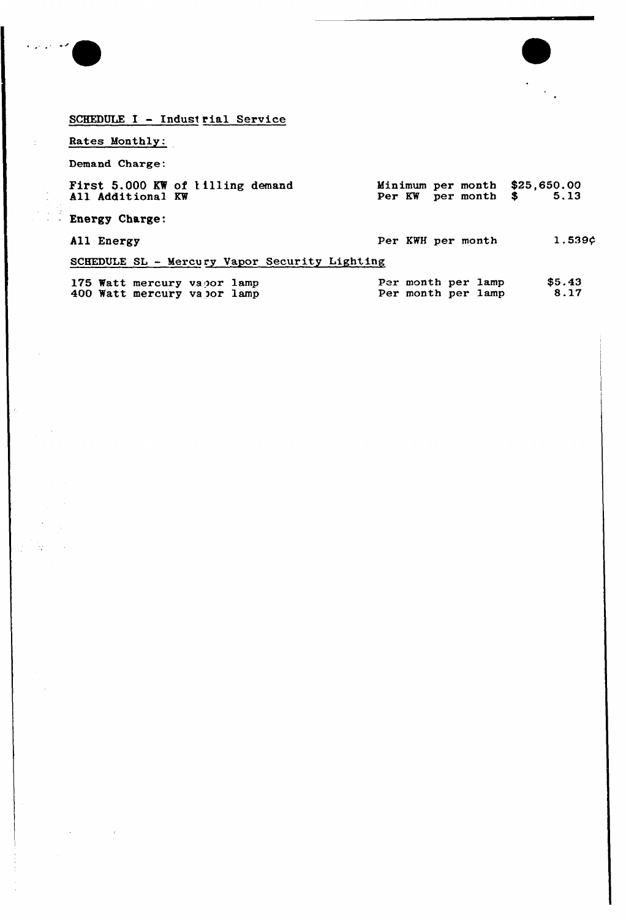SCHEDULE I - Industrial Service

Rates Monthly:

Demand Charge:

| | | |
|---|---|---|
| First 5.000 KW of billing demand | Minimum per month | $25,650.00 |
| All Additional KW | Per KW per month | $ 5.13 |

Energy Charge:

| | | |
|---|---|---|
| All Energy | Per KWH per month | 1.539¢ |

SCHEDULE SL - Mercury Vapor Security Lighting

| | | |
|---|---|---|
| 175 Watt mercury vapor lamp | Per month per lamp | $5.43 |
| 400 Watt mercury vapor lamp | Per month per lamp | 8.17 |